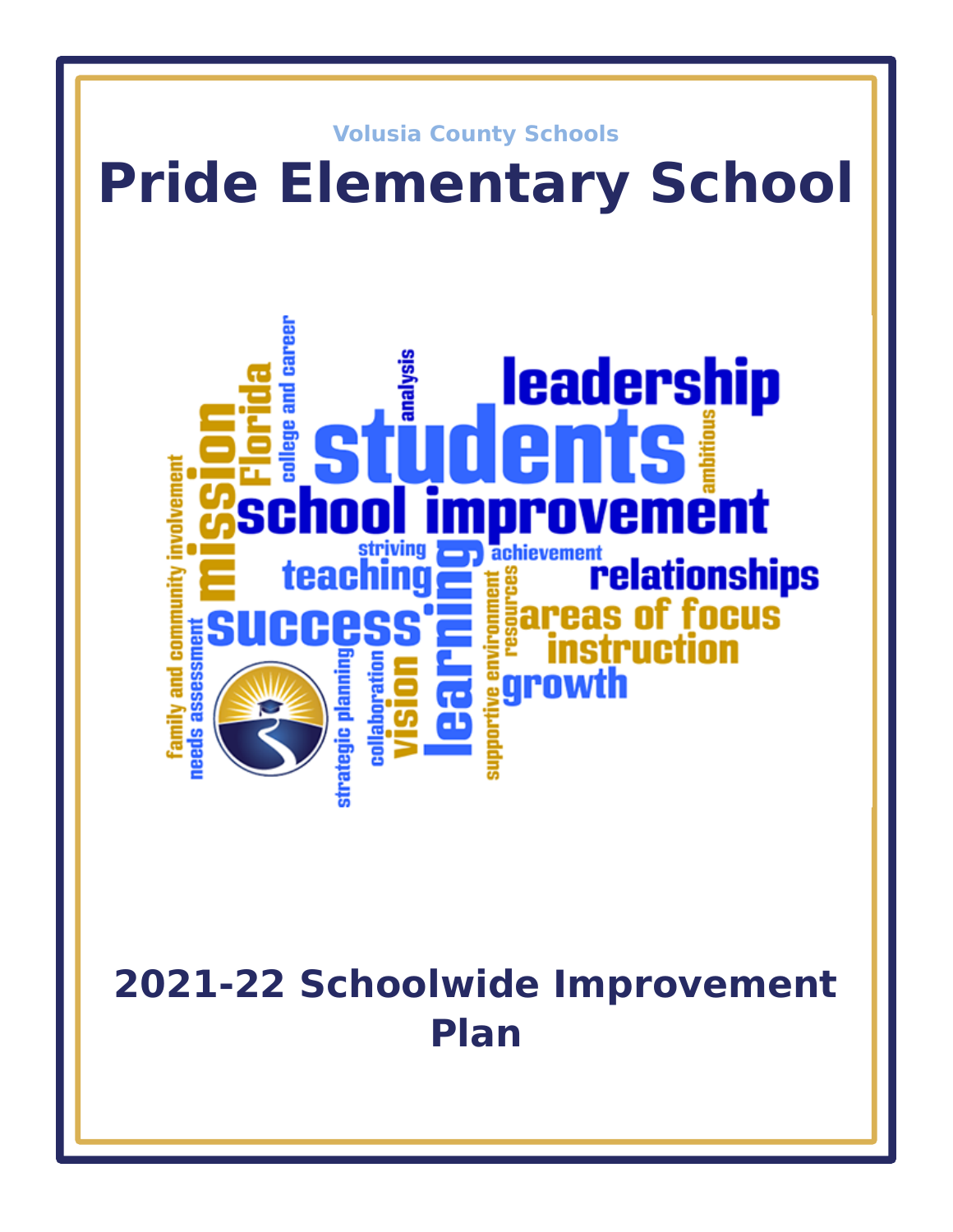Volusia County Schools

# Pride Elementary School

## 2021-22 Schoolwide Improvement Plan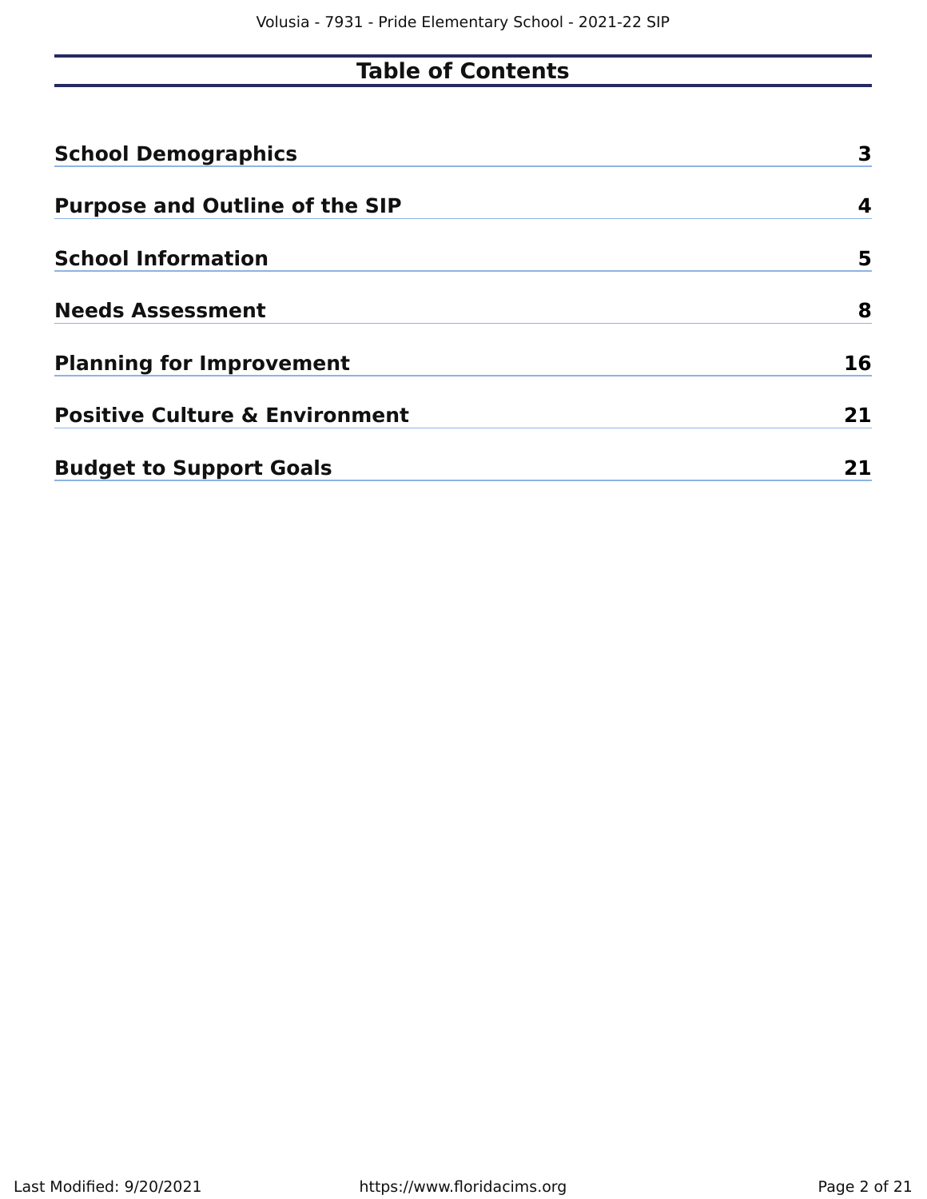# Table of Contents

| | |
|---|---|
| **School Demographics** | **3** |
| **Purpose and Outline of the SIP** | **4** |
| **School Information** | **5** |
| **Needs Assessment** | **8** |
| **Planning for Improvement** | **16** |
| **Positive Culture & Environment** | **21** |
| **Budget to Support Goals** | **21** |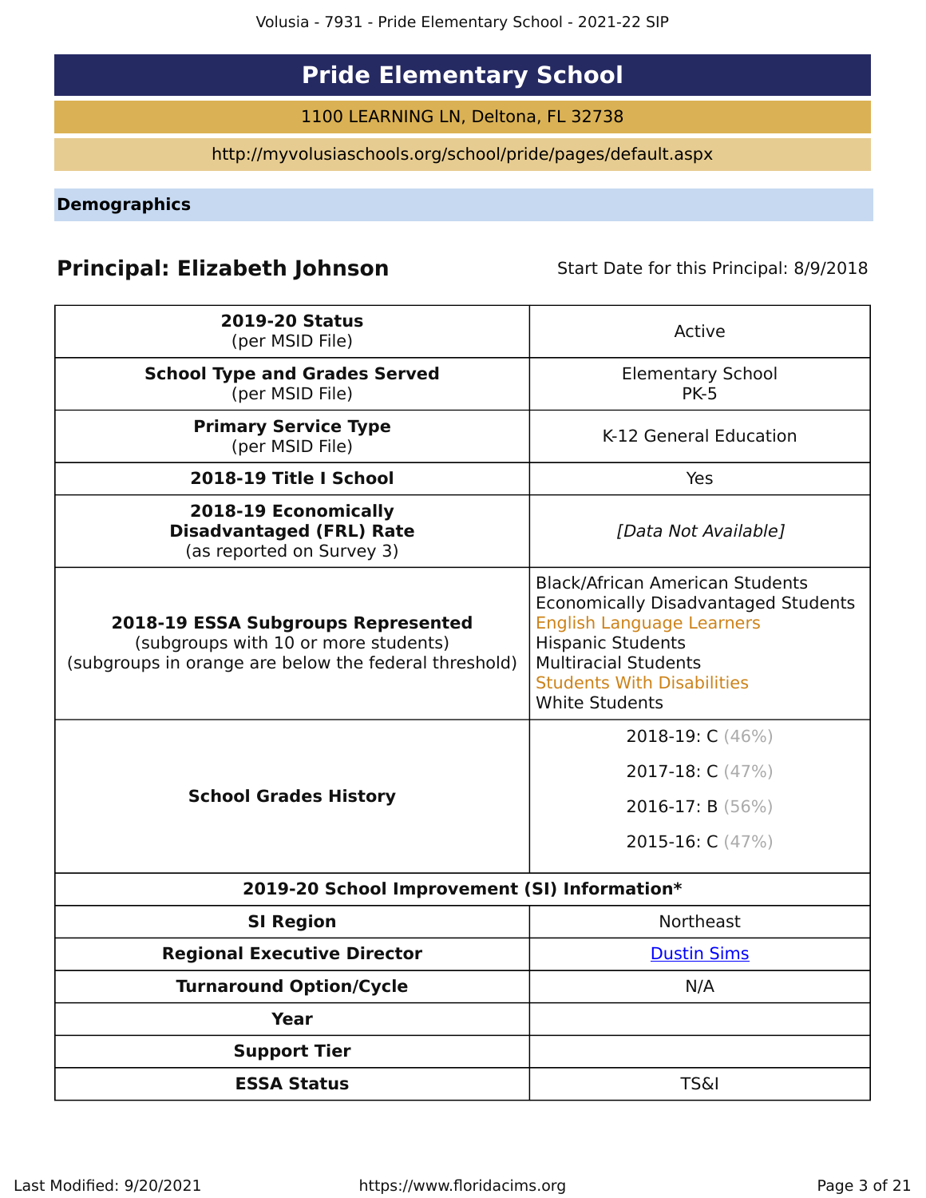# Pride Elementary School

1100 LEARNING LN, Deltona, FL 32738

http://myvolusiaschools.org/school/pride/pages/default.aspx

## Demographics

**Principal: Elizabeth Johnson** Start Date for this Principal: 8/9/2018

| | |
|---|---|
| **2019-20 Status** (per MSID File) | Active |
| **School Type and Grades Served** (per MSID File) | Elementary School PK-5 |
| **Primary Service Type** (per MSID File) | K-12 General Education |
| **2018-19 Title I School** | Yes |
| **2018-19 Economically Disadvantaged (FRL) Rate** (as reported on Survey 3) | *[Data Not Available]* |
| **2018-19 ESSA Subgroups Represented** (subgroups with 10 or more students) (subgroups in orange are below the federal threshold) | Black/African American Students<br>Economically Disadvantaged Students<br>English Language Learners<br>Hispanic Students<br>Multiracial Students<br>Students With Disabilities<br>White Students |
| **School Grades History** | 2018-19: C (46%)<br>2017-18: C (47%)<br>2016-17: B (56%)<br>2015-16: C (47%) |
| **2019-20 School Improvement (SI) Information*** | |
| **SI Region** | Northeast |
| **Regional Executive Director** | Dustin Sims |
| **Turnaround Option/Cycle** | N/A |
| **Year** | |
| **Support Tier** | |
| **ESSA Status** | TS&I |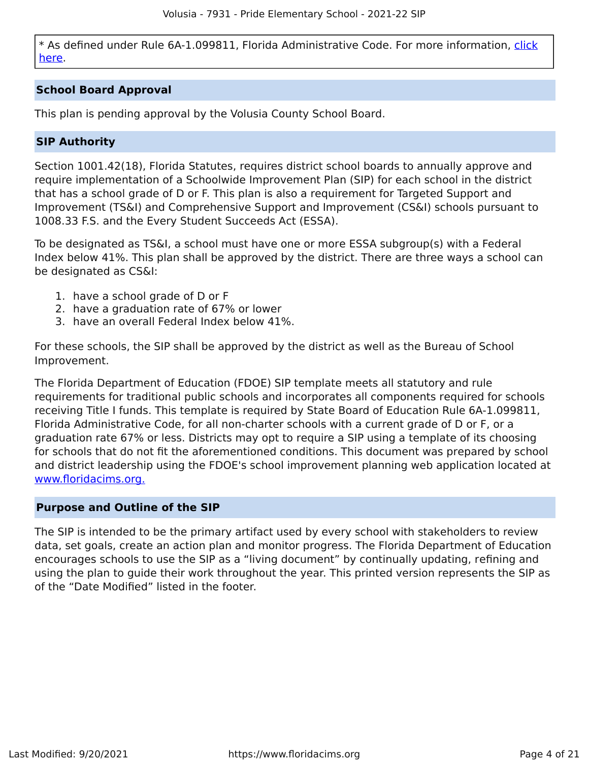* As defined under Rule 6A-1.099811, Florida Administrative Code. For more information, [click here](#).

## School Board Approval

This plan is pending approval by the Volusia County School Board.

## SIP Authority

Section 1001.42(18), Florida Statutes, requires district school boards to annually approve and require implementation of a Schoolwide Improvement Plan (SIP) for each school in the district that has a school grade of D or F. This plan is also a requirement for Targeted Support and Improvement (TS&I) and Comprehensive Support and Improvement (CS&I) schools pursuant to 1008.33 F.S. and the Every Student Succeeds Act (ESSA).

To be designated as TS&I, a school must have one or more ESSA subgroup(s) with a Federal Index below 41%. This plan shall be approved by the district. There are three ways a school can be designated as CS&I:

1. have a school grade of D or F
2. have a graduation rate of 67% or lower
3. have an overall Federal Index below 41%.

For these schools, the SIP shall be approved by the district as well as the Bureau of School Improvement.

The Florida Department of Education (FDOE) SIP template meets all statutory and rule requirements for traditional public schools and incorporates all components required for schools receiving Title I funds. This template is required by State Board of Education Rule 6A-1.099811, Florida Administrative Code, for all non-charter schools with a current grade of D or F, or a graduation rate 67% or less. Districts may opt to require a SIP using a template of its choosing for schools that do not fit the aforementioned conditions. This document was prepared by school and district leadership using the FDOE's school improvement planning web application located at [www.floridacims.org.](https://www.floridacims.org)

## Purpose and Outline of the SIP

The SIP is intended to be the primary artifact used by every school with stakeholders to review data, set goals, create an action plan and monitor progress. The Florida Department of Education encourages schools to use the SIP as a “living document” by continually updating, refining and using the plan to guide their work throughout the year. This printed version represents the SIP as of the “Date Modified” listed in the footer.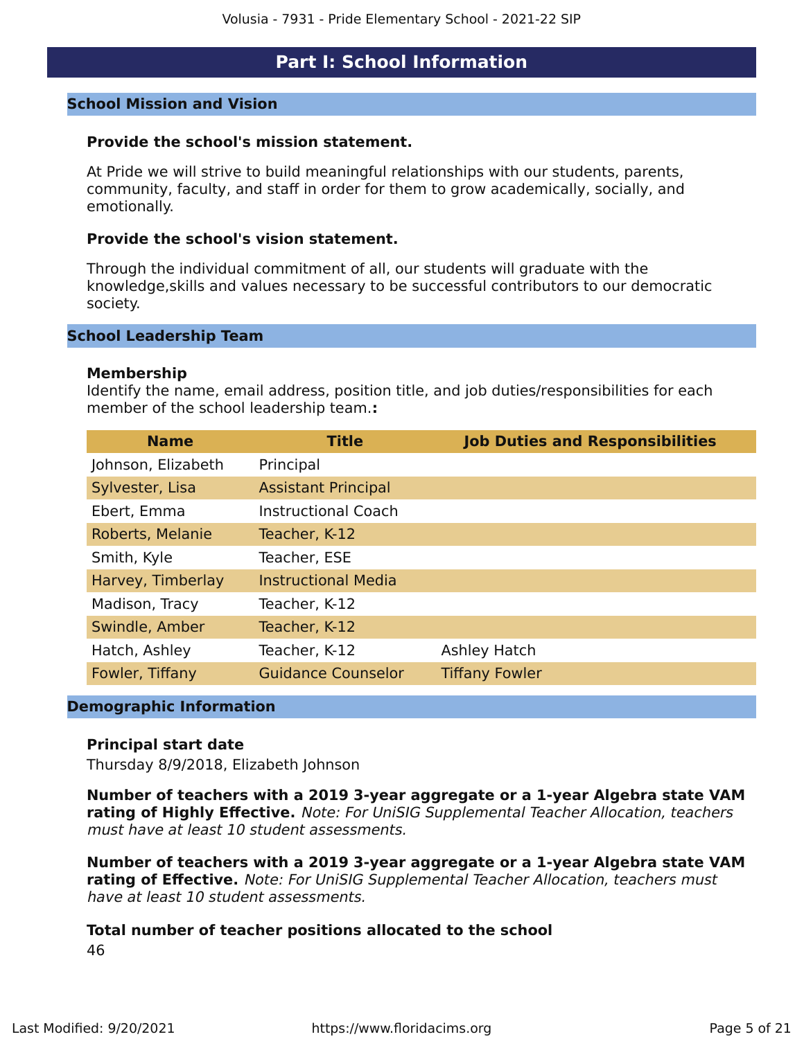# Part I: School Information

## School Mission and Vision

**Provide the school's mission statement.**

At Pride we will strive to build meaningful relationships with our students, parents, community, faculty, and staff in order for them to grow academically, socially, and emotionally.

**Provide the school's vision statement.**

Through the individual commitment of all, our students will graduate with the knowledge,skills and values necessary to be successful contributors to our democratic society.

## School Leadership Team

**Membership**
Identify the name, email address, position title, and job duties/responsibilities for each member of the school leadership team.**:**

| Name | Title | Job Duties and Responsibilities |
|---|---|---|
| Johnson, Elizabeth | Principal | |
| Sylvester, Lisa | Assistant Principal | |
| Ebert, Emma | Instructional Coach | |
| Roberts, Melanie | Teacher, K-12 | |
| Smith, Kyle | Teacher, ESE | |
| Harvey, Timberlay | Instructional Media | |
| Madison, Tracy | Teacher, K-12 | |
| Swindle, Amber | Teacher, K-12 | |
| Hatch, Ashley | Teacher, K-12 | Ashley Hatch |
| Fowler, Tiffany | Guidance Counselor | Tiffany Fowler |

## Demographic Information

**Principal start date**
Thursday 8/9/2018, Elizabeth Johnson

**Number of teachers with a 2019 3-year aggregate or a 1-year Algebra state VAM rating of Highly Effective.** *Note: For UniSIG Supplemental Teacher Allocation, teachers must have at least 10 student assessments.*

**Number of teachers with a 2019 3-year aggregate or a 1-year Algebra state VAM rating of Effective.** *Note: For UniSIG Supplemental Teacher Allocation, teachers must have at least 10 student assessments.*

**Total number of teacher positions allocated to the school**
46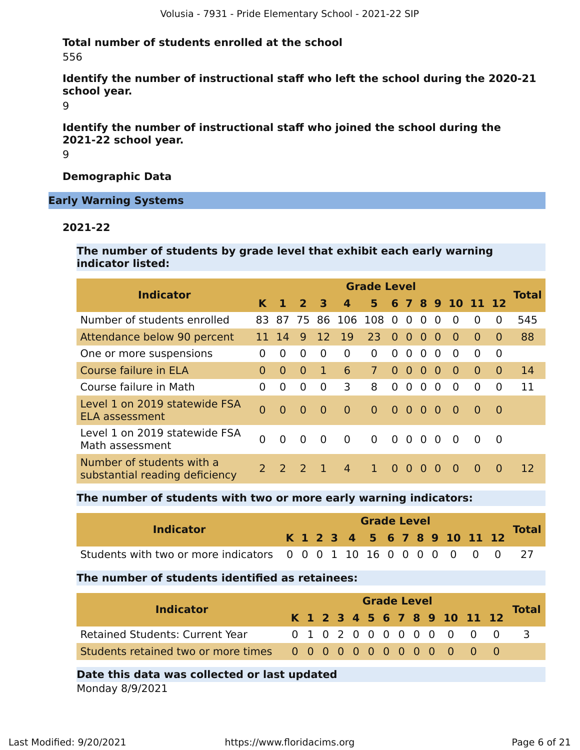**Total number of students enrolled at the school**

556

**Identify the number of instructional staff who left the school during the 2020-21 school year.**

9

**Identify the number of instructional staff who joined the school during the 2021-22 school year.**

9

**Demographic Data**

## Early Warning Systems

### 2021-22

**The number of students by grade level that exhibit each early warning indicator listed:**

| Indicator | Grade Level | | | | | | | | | | | | | Total |
|---|---|---|---|---|---|---|---|---|---|---|---|---|---|---|
| | K | 1 | 2 | 3 | 4 | 5 | 6 | 7 | 8 | 9 | 10 | 11 | 12 | |
| Number of students enrolled | 83 | 87 | 75 | 86 | 106 | 108 | 0 | 0 | 0 | 0 | 0 | 0 | 0 | 545 |
| Attendance below 90 percent | 11 | 14 | 9 | 12 | 19 | 23 | 0 | 0 | 0 | 0 | 0 | 0 | 0 | 88 |
| One or more suspensions | 0 | 0 | 0 | 0 | 0 | 0 | 0 | 0 | 0 | 0 | 0 | 0 | 0 | |
| Course failure in ELA | 0 | 0 | 0 | 1 | 6 | 7 | 0 | 0 | 0 | 0 | 0 | 0 | 0 | 14 |
| Course failure in Math | 0 | 0 | 0 | 0 | 3 | 8 | 0 | 0 | 0 | 0 | 0 | 0 | 0 | 11 |
| Level 1 on 2019 statewide FSA ELA assessment | 0 | 0 | 0 | 0 | 0 | 0 | 0 | 0 | 0 | 0 | 0 | 0 | 0 | |
| Level 1 on 2019 statewide FSA Math assessment | 0 | 0 | 0 | 0 | 0 | 0 | 0 | 0 | 0 | 0 | 0 | 0 | 0 | |
| Number of students with a substantial reading deficiency | 2 | 2 | 2 | 1 | 4 | 1 | 0 | 0 | 0 | 0 | 0 | 0 | 0 | 12 |

**The number of students with two or more early warning indicators:**

| Indicator | Grade Level | | | | | | | | | | | | | Total |
|---|---|---|---|---|---|---|---|---|---|---|---|---|---|---|
| | K | 1 | 2 | 3 | 4 | 5 | 6 | 7 | 8 | 9 | 10 | 11 | 12 | |
| Students with two or more indicators | 0 | 0 | 0 | 1 | 10 | 16 | 0 | 0 | 0 | 0 | 0 | 0 | 0 | 27 |

**The number of students identified as retainees:**

| Indicator | Grade Level | | | | | | | | | | | | | Total |
|---|---|---|---|---|---|---|---|---|---|---|---|---|---|---|
| | K | 1 | 2 | 3 | 4 | 5 | 6 | 7 | 8 | 9 | 10 | 11 | 12 | |
| Retained Students: Current Year | 0 | 1 | 0 | 2 | 0 | 0 | 0 | 0 | 0 | 0 | 0 | 0 | 0 | 3 |
| Students retained two or more times | 0 | 0 | 0 | 0 | 0 | 0 | 0 | 0 | 0 | 0 | 0 | 0 | 0 | |

**Date this data was collected or last updated**

Monday 8/9/2021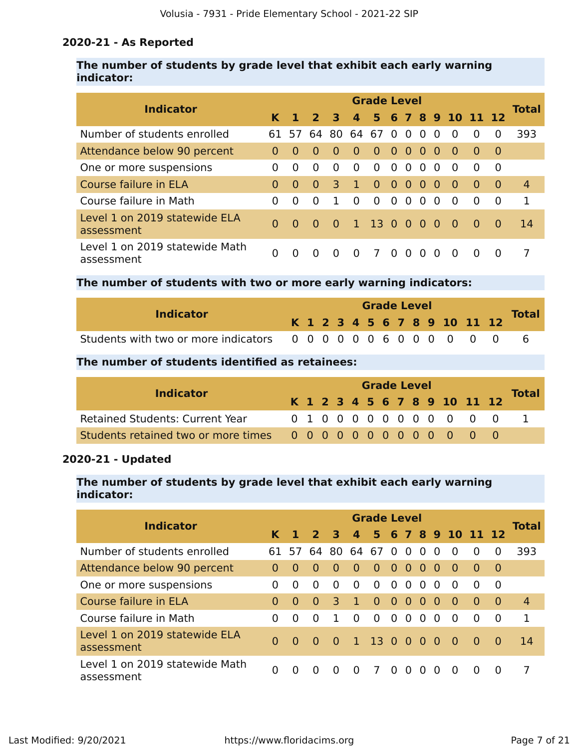### 2020-21 - As Reported

**The number of students by grade level that exhibit each early warning indicator:**

| Indicator | Grade Level | | | | | | | | | | | | | Total |
|---|---|---|---|---|---|---|---|---|---|---|---|---|---|---|
| | K | 1 | 2 | 3 | 4 | 5 | 6 | 7 | 8 | 9 | 10 | 11 | 12 | |
| Number of students enrolled | 61 | 57 | 64 | 80 | 64 | 67 | 0 | 0 | 0 | 0 | 0 | 0 | 0 | 393 |
| Attendance below 90 percent | 0 | 0 | 0 | 0 | 0 | 0 | 0 | 0 | 0 | 0 | 0 | 0 | 0 | |
| One or more suspensions | 0 | 0 | 0 | 0 | 0 | 0 | 0 | 0 | 0 | 0 | 0 | 0 | 0 | |
| Course failure in ELA | 0 | 0 | 0 | 3 | 1 | 0 | 0 | 0 | 0 | 0 | 0 | 0 | 0 | 4 |
| Course failure in Math | 0 | 0 | 0 | 1 | 0 | 0 | 0 | 0 | 0 | 0 | 0 | 0 | 0 | 1 |
| Level 1 on 2019 statewide ELA assessment | 0 | 0 | 0 | 0 | 1 | 13 | 0 | 0 | 0 | 0 | 0 | 0 | 0 | 14 |
| Level 1 on 2019 statewide Math assessment | 0 | 0 | 0 | 0 | 0 | 7 | 0 | 0 | 0 | 0 | 0 | 0 | 0 | 7 |

**The number of students with two or more early warning indicators:**

| Indicator | Grade Level | | | | | | | | | | | | | Total |
|---|---|---|---|---|---|---|---|---|---|---|---|---|---|---|
| | K | 1 | 2 | 3 | 4 | 5 | 6 | 7 | 8 | 9 | 10 | 11 | 12 | |
| Students with two or more indicators | 0 | 0 | 0 | 0 | 0 | 0 | 6 | 0 | 0 | 0 | 0 | 0 | 0 | 6 |

**The number of students identified as retainees:**

| Indicator | Grade Level | | | | | | | | | | | | | Total |
|---|---|---|---|---|---|---|---|---|---|---|---|---|---|---|
| | K | 1 | 2 | 3 | 4 | 5 | 6 | 7 | 8 | 9 | 10 | 11 | 12 | |
| Retained Students: Current Year | 0 | 1 | 0 | 0 | 0 | 0 | 0 | 0 | 0 | 0 | 0 | 0 | 0 | 1 |
| Students retained two or more times | 0 | 0 | 0 | 0 | 0 | 0 | 0 | 0 | 0 | 0 | 0 | 0 | 0 | |

### 2020-21 - Updated

**The number of students by grade level that exhibit each early warning indicator:**

| Indicator | Grade Level | | | | | | | | | | | | | Total |
|---|---|---|---|---|---|---|---|---|---|---|---|---|---|---|
| | K | 1 | 2 | 3 | 4 | 5 | 6 | 7 | 8 | 9 | 10 | 11 | 12 | |
| Number of students enrolled | 61 | 57 | 64 | 80 | 64 | 67 | 0 | 0 | 0 | 0 | 0 | 0 | 0 | 393 |
| Attendance below 90 percent | 0 | 0 | 0 | 0 | 0 | 0 | 0 | 0 | 0 | 0 | 0 | 0 | 0 | |
| One or more suspensions | 0 | 0 | 0 | 0 | 0 | 0 | 0 | 0 | 0 | 0 | 0 | 0 | 0 | |
| Course failure in ELA | 0 | 0 | 0 | 3 | 1 | 0 | 0 | 0 | 0 | 0 | 0 | 0 | 0 | 4 |
| Course failure in Math | 0 | 0 | 0 | 1 | 0 | 0 | 0 | 0 | 0 | 0 | 0 | 0 | 0 | 1 |
| Level 1 on 2019 statewide ELA assessment | 0 | 0 | 0 | 0 | 1 | 13 | 0 | 0 | 0 | 0 | 0 | 0 | 0 | 14 |
| Level 1 on 2019 statewide Math assessment | 0 | 0 | 0 | 0 | 0 | 7 | 0 | 0 | 0 | 0 | 0 | 0 | 0 | 7 |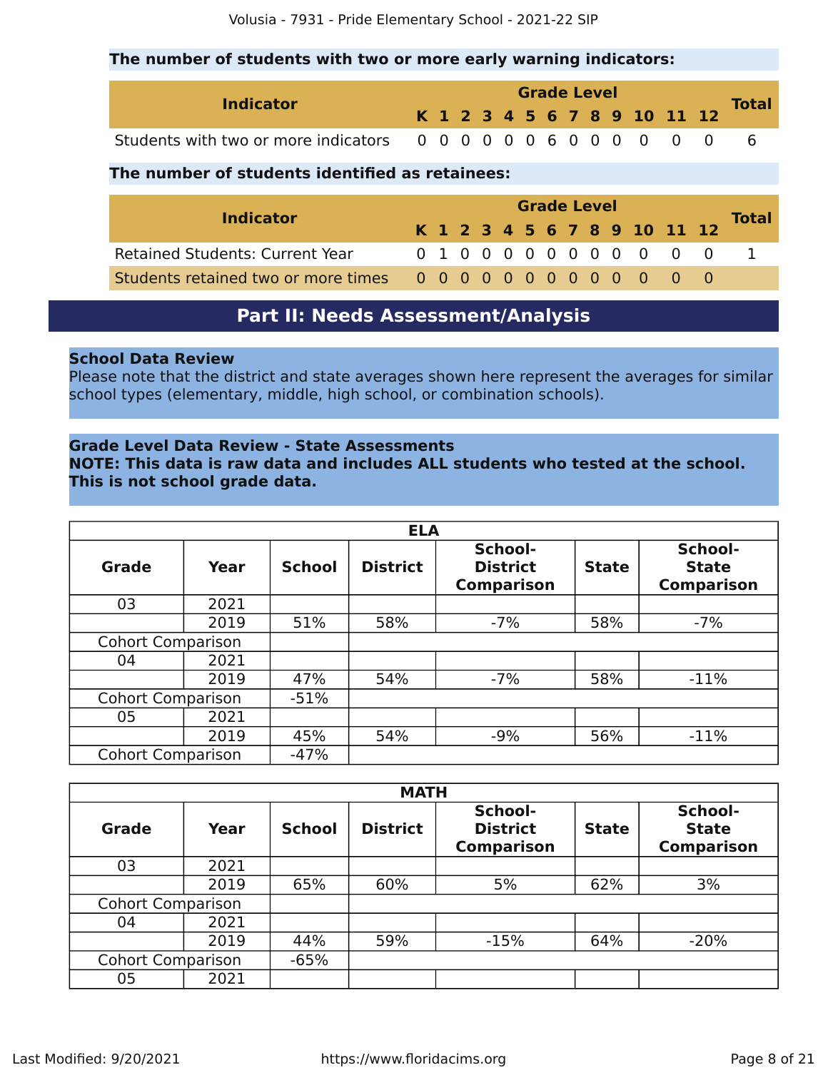**The number of students with two or more early warning indicators:**

| Indicator | K | 1 | 2 | 3 | 4 | 5 | 6 | 7 | 8 | 9 | 10 | 11 | 12 | Total |
|---|---|---|---|---|---|---|---|---|---|---|---|---|---|---|
| Students with two or more indicators | 0 | 0 | 0 | 0 | 0 | 0 | 6 | 0 | 0 | 0 | 0 | 0 | 0 | 6 |

**The number of students identified as retainees:**

| Indicator | K | 1 | 2 | 3 | 4 | 5 | 6 | 7 | 8 | 9 | 10 | 11 | 12 | Total |
|---|---|---|---|---|---|---|---|---|---|---|---|---|---|---|
| Retained Students: Current Year | 0 | 1 | 0 | 0 | 0 | 0 | 0 | 0 | 0 | 0 | 0 | 0 | 0 | 1 |
| Students retained two or more times | 0 | 0 | 0 | 0 | 0 | 0 | 0 | 0 | 0 | 0 | 0 | 0 | 0 | |

# Part II: Needs Assessment/Analysis

**School Data Review**

Please note that the district and state averages shown here represent the averages for similar school types (elementary, middle, high school, or combination schools).

**Grade Level Data Review - State Assessments**
**NOTE: This data is raw data and includes ALL students who tested at the school. This is not school grade data.**

| ELA | | | | | | |
|---|---|---|---|---|---|---|
| **Grade** | **Year** | **School** | **District** | **School-District Comparison** | **State** | **School-State Comparison** |
| 03 | 2021 | | | | | |
| | 2019 | 51% | 58% | -7% | 58% | -7% |
| Cohort Comparison | | | | | | |
| 04 | 2021 | | | | | |
| | 2019 | 47% | 54% | -7% | 58% | -11% |
| Cohort Comparison | | -51% | | | | |
| 05 | 2021 | | | | | |
| | 2019 | 45% | 54% | -9% | 56% | -11% |
| Cohort Comparison | | -47% | | | | |

| MATH | | | | | | |
|---|---|---|---|---|---|---|
| **Grade** | **Year** | **School** | **District** | **School-District Comparison** | **State** | **School-State Comparison** |
| 03 | 2021 | | | | | |
| | 2019 | 65% | 60% | 5% | 62% | 3% |
| Cohort Comparison | | | | | | |
| 04 | 2021 | | | | | |
| | 2019 | 44% | 59% | -15% | 64% | -20% |
| Cohort Comparison | | -65% | | | | |
| 05 | 2021 | | | | | |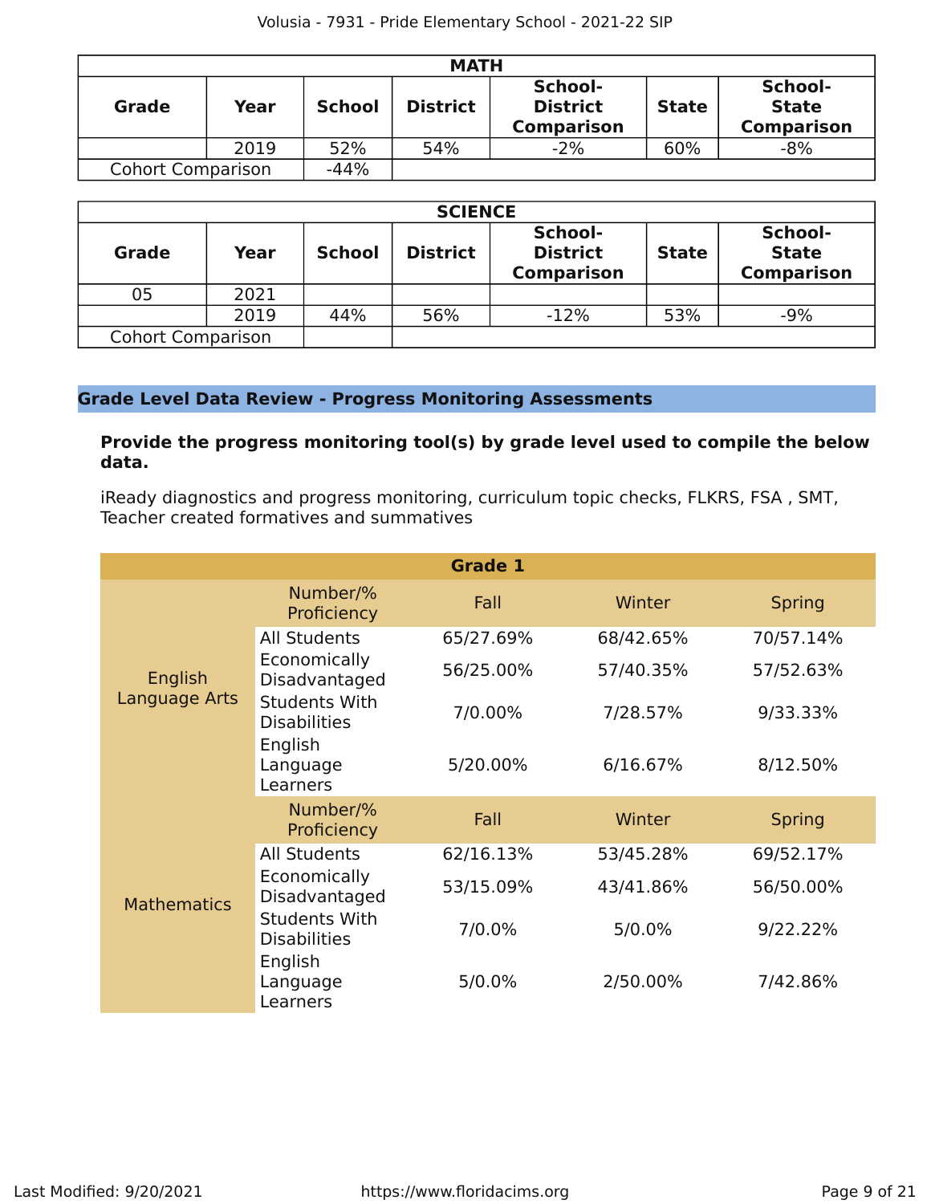| MATH | | | | | | |
|---|---|---|---|---|---|---|
| **Grade** | **Year** | **School** | **District** | **School-District Comparison** | **State** | **School-State Comparison** |
| | 2019 | 52% | 54% | -2% | 60% | -8% |
| Cohort Comparison | | -44% | | | | |

| SCIENCE | | | | | | |
|---|---|---|---|---|---|---|
| **Grade** | **Year** | **School** | **District** | **School-District Comparison** | **State** | **School-State Comparison** |
| 05 | 2021 | | | | | |
| | 2019 | 44% | 56% | -12% | 53% | -9% |
| Cohort Comparison | | | | | | |

## Grade Level Data Review - Progress Monitoring Assessments

**Provide the progress monitoring tool(s) by grade level used to compile the below data.**

iReady diagnostics and progress monitoring, curriculum topic checks, FLKRS, FSA , SMT, Teacher created formatives and summatives

| Grade 1 | | | | |
|---|---|---|---|---|
| | Number/% Proficiency | Fall | Winter | Spring |
| English Language Arts | All Students | 65/27.69% | 68/42.65% | 70/57.14% |
| | Economically Disadvantaged | 56/25.00% | 57/40.35% | 57/52.63% |
| | Students With Disabilities | 7/0.00% | 7/28.57% | 9/33.33% |
| | English Language Learners | 5/20.00% | 6/16.67% | 8/12.50% |
| | Number/% Proficiency | Fall | Winter | Spring |
| Mathematics | All Students | 62/16.13% | 53/45.28% | 69/52.17% |
| | Economically Disadvantaged | 53/15.09% | 43/41.86% | 56/50.00% |
| | Students With Disabilities | 7/0.0% | 5/0.0% | 9/22.22% |
| | English Language Learners | 5/0.0% | 2/50.00% | 7/42.86% |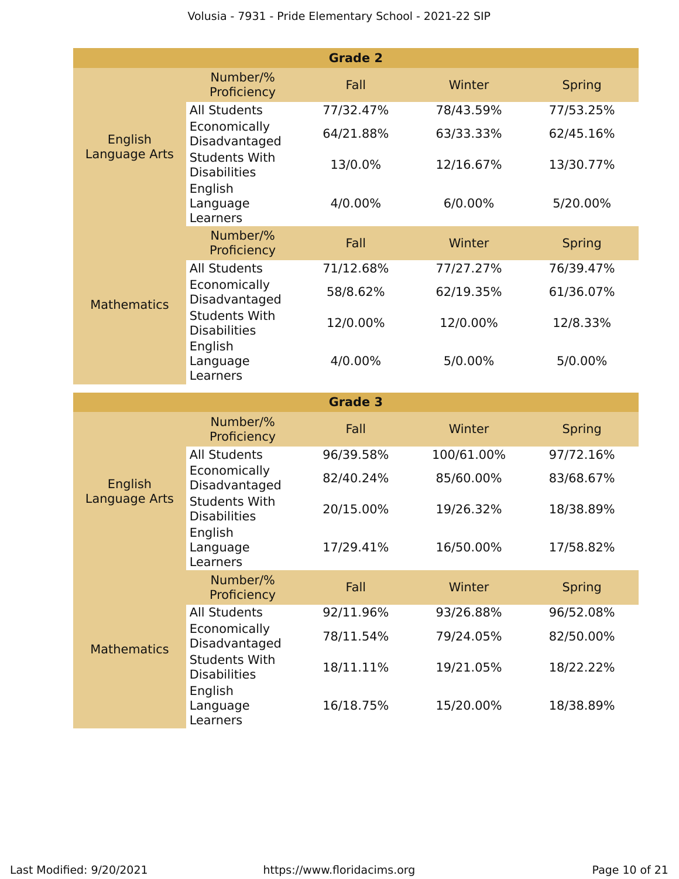### Grade 2

| | Number/% Proficiency | Fall | Winter | Spring |
|---|---|---|---|---|
| English Language Arts | All Students | 77/32.47% | 78/43.59% | 77/53.25% |
| | Economically Disadvantaged | 64/21.88% | 63/33.33% | 62/45.16% |
| | Students With Disabilities | 13/0.0% | 12/16.67% | 13/30.77% |
| | English Language Learners | 4/0.00% | 6/0.00% | 5/20.00% |
| | **Number/% Proficiency** | **Fall** | **Winter** | **Spring** |
| Mathematics | All Students | 71/12.68% | 77/27.27% | 76/39.47% |
| | Economically Disadvantaged | 58/8.62% | 62/19.35% | 61/36.07% |
| | Students With Disabilities | 12/0.00% | 12/0.00% | 12/8.33% |
| | English Language Learners | 4/0.00% | 5/0.00% | 5/0.00% |

### Grade 3

| | Number/% Proficiency | Fall | Winter | Spring |
|---|---|---|---|---|
| English Language Arts | All Students | 96/39.58% | 100/61.00% | 97/72.16% |
| | Economically Disadvantaged | 82/40.24% | 85/60.00% | 83/68.67% |
| | Students With Disabilities | 20/15.00% | 19/26.32% | 18/38.89% |
| | English Language Learners | 17/29.41% | 16/50.00% | 17/58.82% |
| | **Number/% Proficiency** | **Fall** | **Winter** | **Spring** |
| Mathematics | All Students | 92/11.96% | 93/26.88% | 96/52.08% |
| | Economically Disadvantaged | 78/11.54% | 79/24.05% | 82/50.00% |
| | Students With Disabilities | 18/11.11% | 19/21.05% | 18/22.22% |
| | English Language Learners | 16/18.75% | 15/20.00% | 18/38.89% |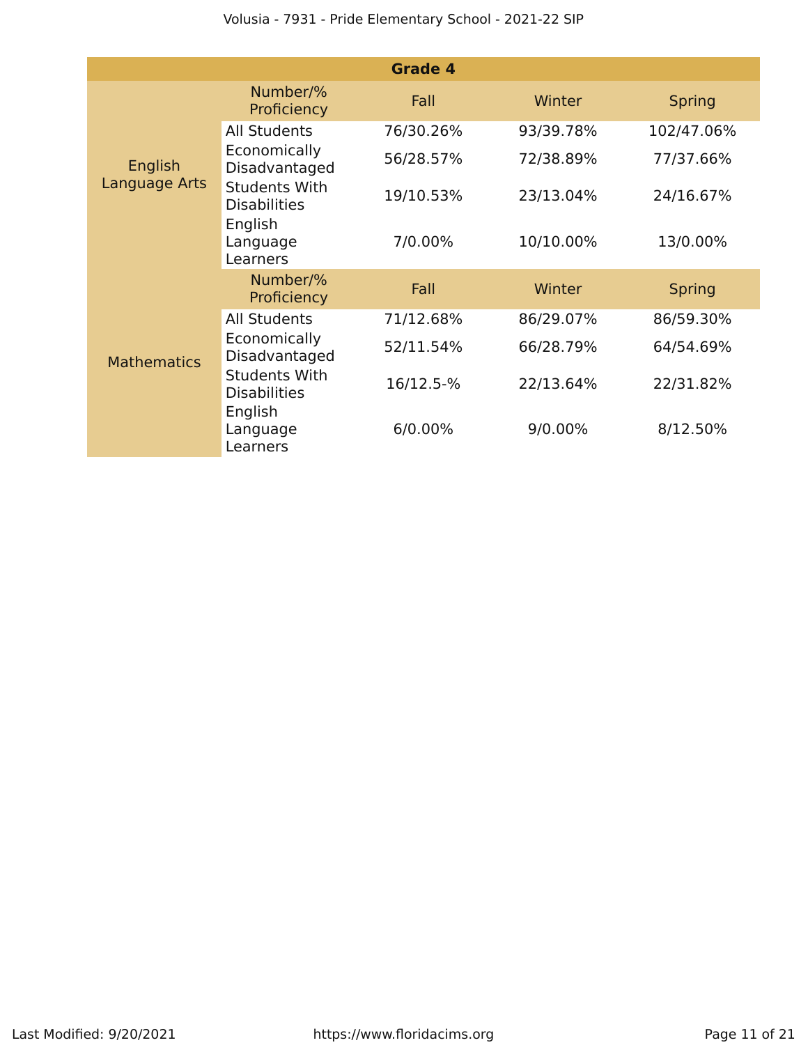| Grade 4 | | | | |
|---|---|---|---|---|
| | Number/% Proficiency | Fall | Winter | Spring |
| English Language Arts | All Students | 76/30.26% | 93/39.78% | 102/47.06% |
| | Economically Disadvantaged | 56/28.57% | 72/38.89% | 77/37.66% |
| | Students With Disabilities | 19/10.53% | 23/13.04% | 24/16.67% |
| | English Language Learners | 7/0.00% | 10/10.00% | 13/0.00% |
| | Number/% Proficiency | Fall | Winter | Spring |
| Mathematics | All Students | 71/12.68% | 86/29.07% | 86/59.30% |
| | Economically Disadvantaged | 52/11.54% | 66/28.79% | 64/54.69% |
| | Students With Disabilities | 16/12.5-% | 22/13.64% | 22/31.82% |
| | English Language Learners | 6/0.00% | 9/0.00% | 8/12.50% |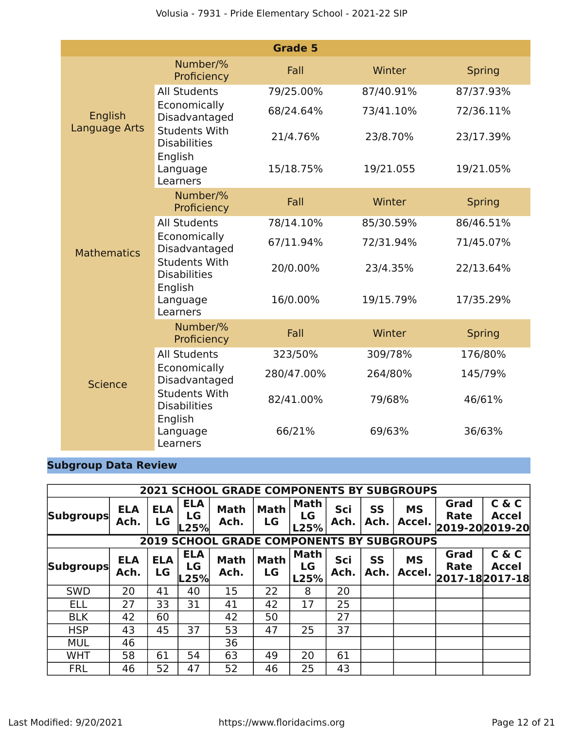| Grade 5 | | | | |
|---|---|---|---|---|
| | Number/% Proficiency | Fall | Winter | Spring |
| English Language Arts | All Students | 79/25.00% | 87/40.91% | 87/37.93% |
| | Economically Disadvantaged | 68/24.64% | 73/41.10% | 72/36.11% |
| | Students With Disabilities | 21/4.76% | 23/8.70% | 23/17.39% |
| | English Language Learners | 15/18.75% | 19/21.055 | 19/21.05% |
| | Number/% Proficiency | Fall | Winter | Spring |
| Mathematics | All Students | 78/14.10% | 85/30.59% | 86/46.51% |
| | Economically Disadvantaged | 67/11.94% | 72/31.94% | 71/45.07% |
| | Students With Disabilities | 20/0.00% | 23/4.35% | 22/13.64% |
| | English Language Learners | 16/0.00% | 19/15.79% | 17/35.29% |
| | Number/% Proficiency | Fall | Winter | Spring |
| Science | All Students | 323/50% | 309/78% | 176/80% |
| | Economically Disadvantaged | 280/47.00% | 264/80% | 145/79% |
| | Students With Disabilities | 82/41.00% | 79/68% | 46/61% |
| | English Language Learners | 66/21% | 69/63% | 36/63% |

## Subgroup Data Review

| 2021 SCHOOL GRADE COMPONENTS BY SUBGROUPS | | | | | | | | | | | |
|---|---|---|---|---|---|---|---|---|---|---|---|
| Subgroups | ELA Ach. | ELA LG | ELA LG L25% | Math Ach. | Math LG | Math LG L25% | Sci Ach. | SS Ach. | MS Accel. | Grad Rate 2019-20 | C & C Accel 2019-20 |
| **2019 SCHOOL GRADE COMPONENTS BY SUBGROUPS** | | | | | | | | | | | |
| Subgroups | ELA Ach. | ELA LG | ELA LG L25% | Math Ach. | Math LG | Math LG L25% | Sci Ach. | SS Ach. | MS Accel. | Grad Rate 2017-18 | C & C Accel 2017-18 |
| SWD | 20 | 41 | 40 | 15 | 22 | 8 | 20 | | | | |
| ELL | 27 | 33 | 31 | 41 | 42 | 17 | 25 | | | | |
| BLK | 42 | 60 | | 42 | 50 | | 27 | | | | |
| HSP | 43 | 45 | 37 | 53 | 47 | 25 | 37 | | | | |
| MUL | 46 | | | 36 | | | | | | | |
| WHT | 58 | 61 | 54 | 63 | 49 | 20 | 61 | | | | |
| FRL | 46 | 52 | 47 | 52 | 46 | 25 | 43 | | | | |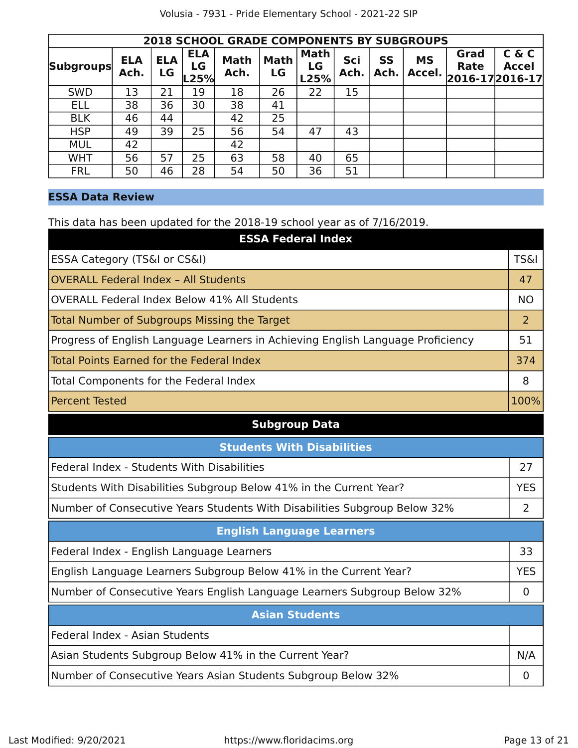| 2018 SCHOOL GRADE COMPONENTS BY SUBGROUPS | | | | | | | | | | | |
|---|---|---|---|---|---|---|---|---|---|---|---|
| Subgroups | ELA Ach. | ELA LG | ELA LG L25% | Math Ach. | Math LG | Math LG L25% | Sci Ach. | SS Ach. | MS Accel. | Grad Rate 2016-17 | C & C Accel 2016-17 |
| SWD | 13 | 21 | 19 | 18 | 26 | 22 | 15 | | | | |
| ELL | 38 | 36 | 30 | 38 | 41 | | | | | | |
| BLK | 46 | 44 | | 42 | 25 | | | | | | |
| HSP | 49 | 39 | 25 | 56 | 54 | 47 | 43 | | | | |
| MUL | 42 | | | 42 | | | | | | | |
| WHT | 56 | 57 | 25 | 63 | 58 | 40 | 65 | | | | |
| FRL | 50 | 46 | 28 | 54 | 50 | 36 | 51 | | | | |

## ESSA Data Review

This data has been updated for the 2018-19 school year as of 7/16/2019.

| ESSA Federal Index | |
|---|---|
| ESSA Category (TS&I or CS&I) | TS&I |
| OVERALL Federal Index – All Students | 47 |
| OVERALL Federal Index Below 41% All Students | NO |
| Total Number of Subgroups Missing the Target | 2 |
| Progress of English Language Learners in Achieving English Language Proficiency | 51 |
| Total Points Earned for the Federal Index | 374 |
| Total Components for the Federal Index | 8 |
| Percent Tested | 100% |

**Subgroup Data**

| Students With Disabilities | |
|---|---|
| Federal Index - Students With Disabilities | 27 |
| Students With Disabilities Subgroup Below 41% in the Current Year? | YES |
| Number of Consecutive Years Students With Disabilities Subgroup Below 32% | 2 |

| English Language Learners | |
|---|---|
| Federal Index - English Language Learners | 33 |
| English Language Learners Subgroup Below 41% in the Current Year? | YES |
| Number of Consecutive Years English Language Learners Subgroup Below 32% | 0 |

| Asian Students | |
|---|---|
| Federal Index - Asian Students | |
| Asian Students Subgroup Below 41% in the Current Year? | N/A |
| Number of Consecutive Years Asian Students Subgroup Below 32% | 0 |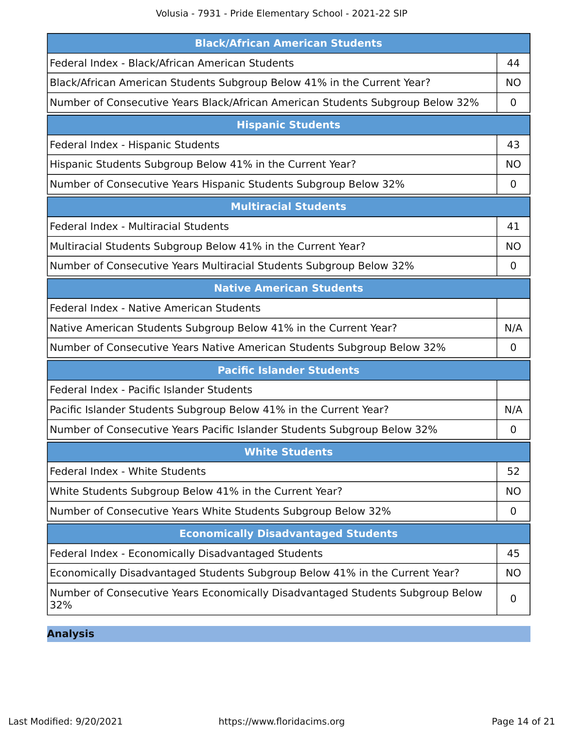| Black/African American Students | |
|---|---|
| Federal Index - Black/African American Students | 44 |
| Black/African American Students Subgroup Below 41% in the Current Year? | NO |
| Number of Consecutive Years Black/African American Students Subgroup Below 32% | 0 |

| Hispanic Students | |
|---|---|
| Federal Index - Hispanic Students | 43 |
| Hispanic Students Subgroup Below 41% in the Current Year? | NO |
| Number of Consecutive Years Hispanic Students Subgroup Below 32% | 0 |

| Multiracial Students | |
|---|---|
| Federal Index - Multiracial Students | 41 |
| Multiracial Students Subgroup Below 41% in the Current Year? | NO |
| Number of Consecutive Years Multiracial Students Subgroup Below 32% | 0 |

| Native American Students | |
|---|---|
| Federal Index - Native American Students | |
| Native American Students Subgroup Below 41% in the Current Year? | N/A |
| Number of Consecutive Years Native American Students Subgroup Below 32% | 0 |

| Pacific Islander Students | |
|---|---|
| Federal Index - Pacific Islander Students | |
| Pacific Islander Students Subgroup Below 41% in the Current Year? | N/A |
| Number of Consecutive Years Pacific Islander Students Subgroup Below 32% | 0 |

| White Students | |
|---|---|
| Federal Index - White Students | 52 |
| White Students Subgroup Below 41% in the Current Year? | NO |
| Number of Consecutive Years White Students Subgroup Below 32% | 0 |

| Economically Disadvantaged Students | |
|---|---|
| Federal Index - Economically Disadvantaged Students | 45 |
| Economically Disadvantaged Students Subgroup Below 41% in the Current Year? | NO |
| Number of Consecutive Years Economically Disadvantaged Students Subgroup Below 32% | 0 |

## Analysis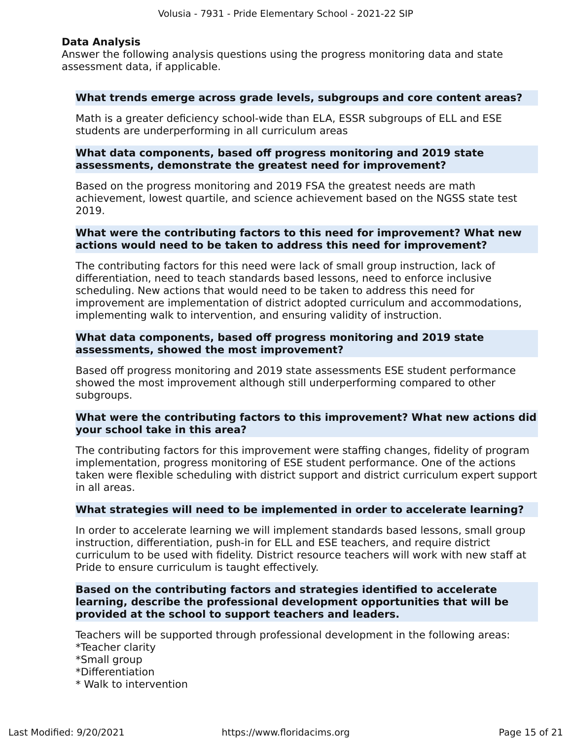## Data Analysis

Answer the following analysis questions using the progress monitoring data and state assessment data, if applicable.

**What trends emerge across grade levels, subgroups and core content areas?**

Math is a greater deficiency school-wide than ELA, ESSR subgroups of ELL and ESE students are underperforming in all curriculum areas

**What data components, based off progress monitoring and 2019 state assessments, demonstrate the greatest need for improvement?**

Based on the progress monitoring and 2019 FSA the greatest needs are math achievement, lowest quartile, and science achievement based on the NGSS state test 2019.

**What were the contributing factors to this need for improvement? What new actions would need to be taken to address this need for improvement?**

The contributing factors for this need were lack of small group instruction, lack of differentiation, need to teach standards based lessons, need to enforce inclusive scheduling. New actions that would need to be taken to address this need for improvement are implementation of district adopted curriculum and accommodations, implementing walk to intervention, and ensuring validity of instruction.

**What data components, based off progress monitoring and 2019 state assessments, showed the most improvement?**

Based off progress monitoring and 2019 state assessments ESE student performance showed the most improvement although still underperforming compared to other subgroups.

**What were the contributing factors to this improvement? What new actions did your school take in this area?**

The contributing factors for this improvement were staffing changes, fidelity of program implementation, progress monitoring of ESE student performance. One of the actions taken were flexible scheduling with district support and district curriculum expert support in all areas.

**What strategies will need to be implemented in order to accelerate learning?**

In order to accelerate learning we will implement standards based lessons, small group instruction, differentiation, push-in for ELL and ESE teachers, and require district curriculum to be used with fidelity. District resource teachers will work with new staff at Pride to ensure curriculum is taught effectively.

**Based on the contributing factors and strategies identified to accelerate learning, describe the professional development opportunities that will be provided at the school to support teachers and leaders.**

Teachers will be supported through professional development in the following areas:
*Teacher clarity
*Small group
*Differentiation
* Walk to intervention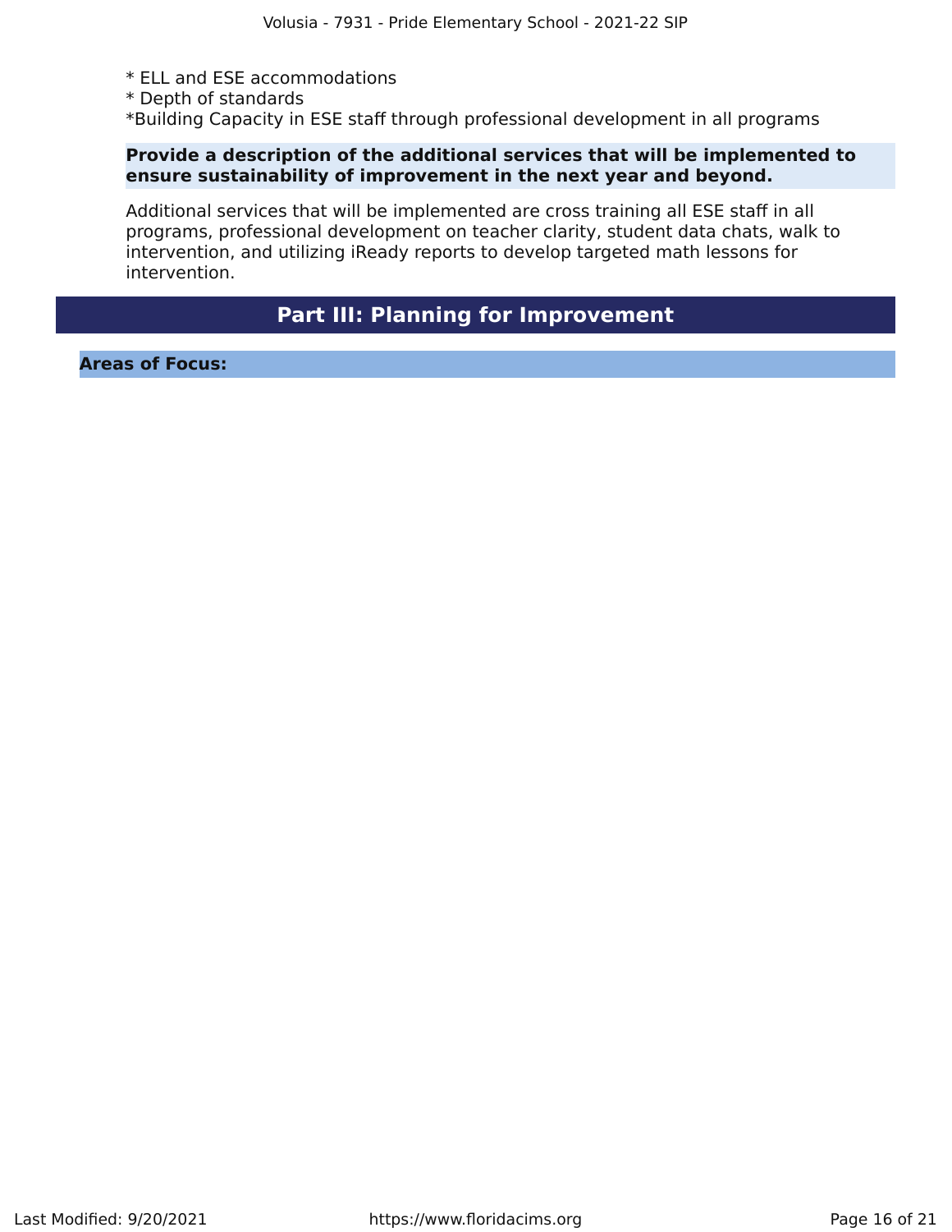* ELL and ESE accommodations
* Depth of standards
*Building Capacity in ESE staff through professional development in all programs

**Provide a description of the additional services that will be implemented to ensure sustainability of improvement in the next year and beyond.**

Additional services that will be implemented are cross training all ESE staff in all programs, professional development on teacher clarity, student data chats, walk to intervention, and utilizing iReady reports to develop targeted math lessons for intervention.

## Part III: Planning for Improvement

**Areas of Focus:**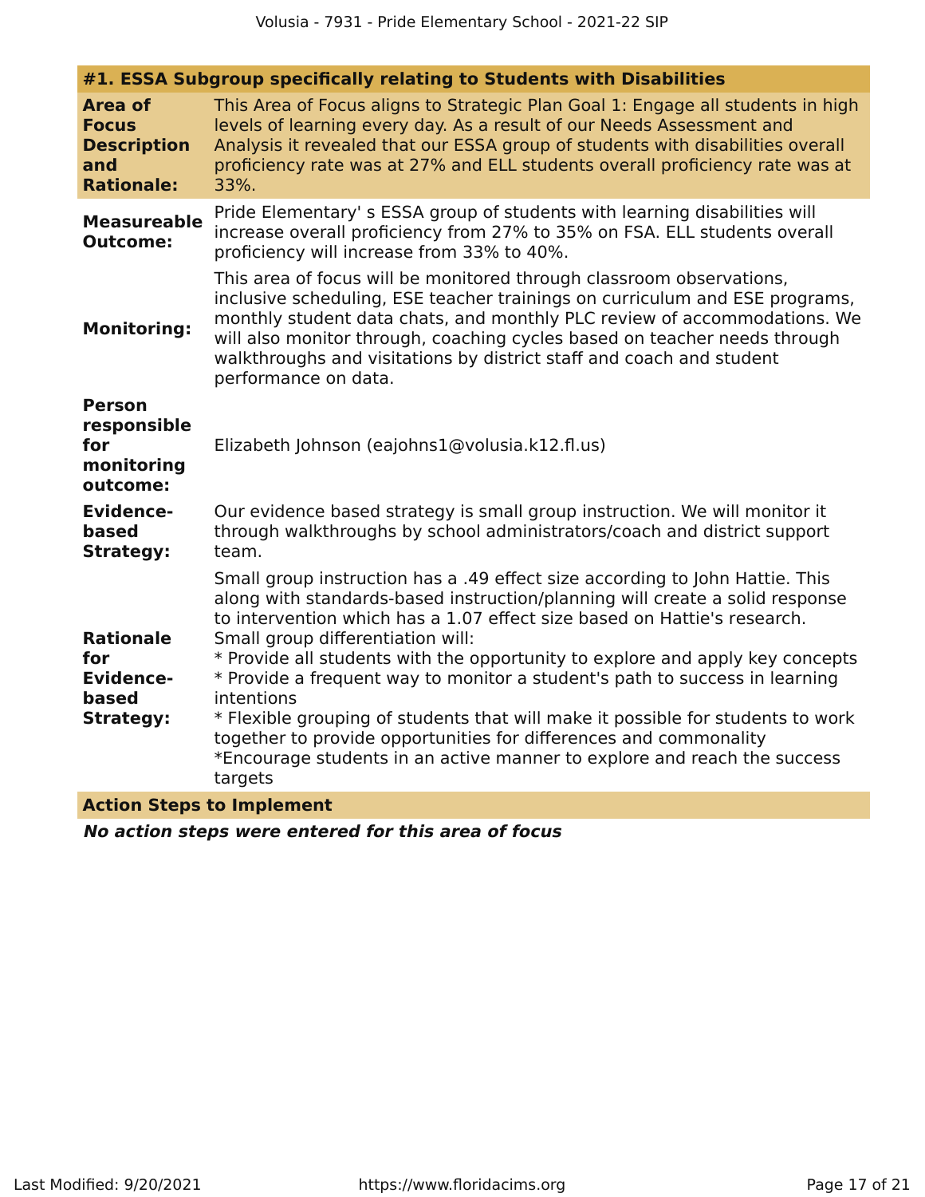## #1. ESSA Subgroup specifically relating to Students with Disabilities

| | |
|---|---|
| **Area of Focus Description and Rationale:** | This Area of Focus aligns to Strategic Plan Goal 1: Engage all students in high levels of learning every day. As a result of our Needs Assessment and Analysis it revealed that our ESSA group of students with disabilities overall proficiency rate was at 27% and ELL students overall proficiency rate was at 33%. |
| **Measureable Outcome:** | Pride Elementary' s ESSA group of students with learning disabilities will increase overall proficiency from 27% to 35% on FSA. ELL students overall proficiency will increase from 33% to 40%. |
| **Monitoring:** | This area of focus will be monitored through classroom observations, inclusive scheduling, ESE teacher trainings on curriculum and ESE programs, monthly student data chats, and monthly PLC review of accommodations. We will also monitor through, coaching cycles based on teacher needs through walkthroughs and visitations by district staff and coach and student performance on data. |
| **Person responsible for monitoring outcome:** | Elizabeth Johnson (eajohns1@volusia.k12.fl.us) |
| **Evidence-based Strategy:** | Our evidence based strategy is small group instruction. We will monitor it through walkthroughs by school administrators/coach and district support team. |
| **Rationale for Evidence-based Strategy:** | Small group instruction has a .49 effect size according to John Hattie. This along with standards-based instruction/planning will create a solid response to intervention which has a 1.07 effect size based on Hattie's research.<br>Small group differentiation will:<br>* Provide all students with the opportunity to explore and apply key concepts<br>* Provide a frequent way to monitor a student's path to success in learning intentions<br>* Flexible grouping of students that will make it possible for students to work together to provide opportunities for differences and commonality<br>*Encourage students in an active manner to explore and reach the success targets |

### Action Steps to Implement

***No action steps were entered for this area of focus***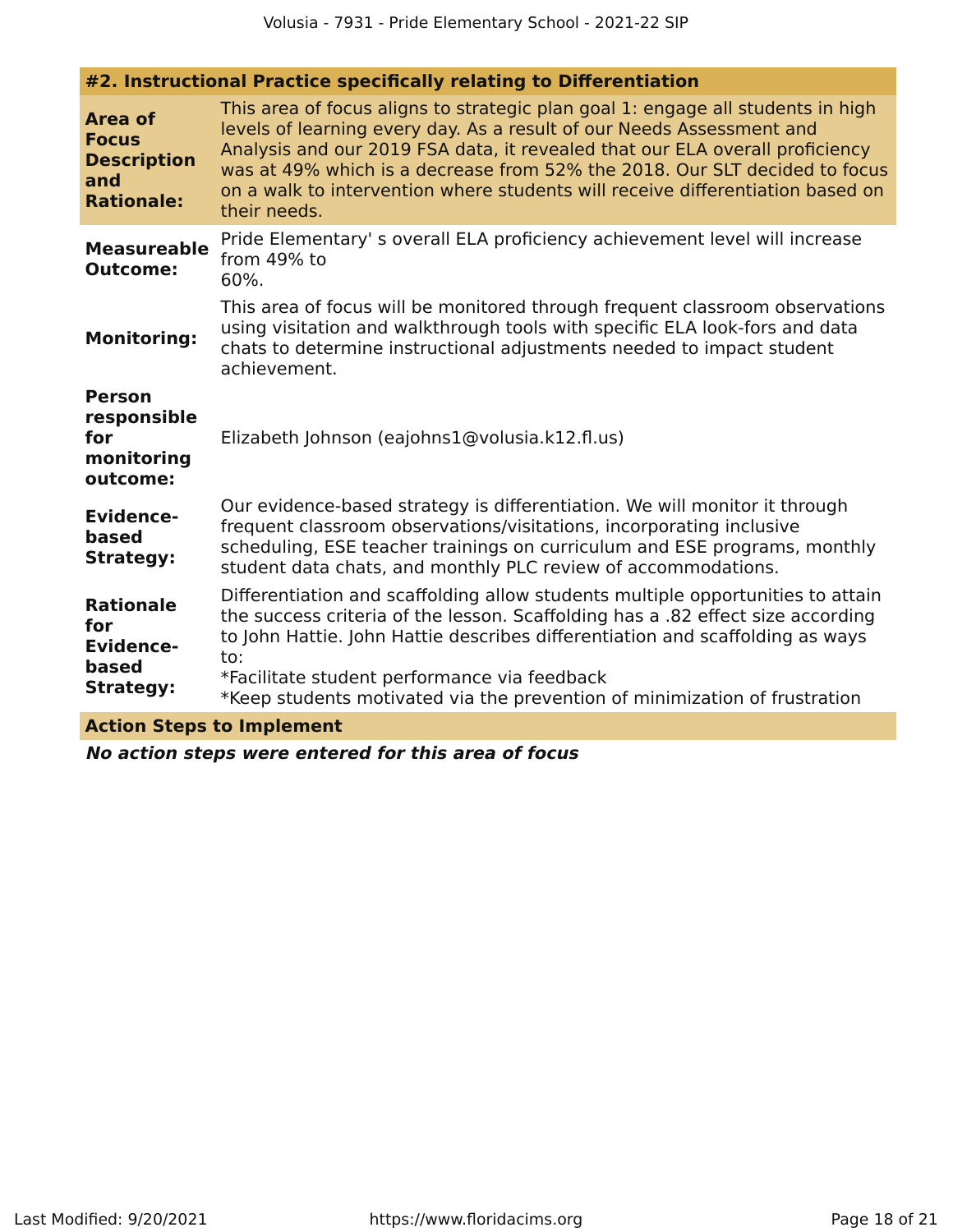## #2. Instructional Practice specifically relating to Differentiation

| | |
|---|---|
| **Area of Focus Description and Rationale:** | This area of focus aligns to strategic plan goal 1: engage all students in high levels of learning every day. As a result of our Needs Assessment and Analysis and our 2019 FSA data, it revealed that our ELA overall proficiency was at 49% which is a decrease from 52% the 2018. Our SLT decided to focus on a walk to intervention where students will receive differentiation based on their needs. |
| **Measureable Outcome:** | Pride Elementary' s overall ELA proficiency achievement level will increase from 49% to 60%. |
| **Monitoring:** | This area of focus will be monitored through frequent classroom observations using visitation and walkthrough tools with specific ELA look-fors and data chats to determine instructional adjustments needed to impact student achievement. |
| **Person responsible for monitoring outcome:** | Elizabeth Johnson (eajohns1@volusia.k12.fl.us) |
| **Evidence-based Strategy:** | Our evidence-based strategy is differentiation. We will monitor it through frequent classroom observations/visitations, incorporating inclusive scheduling, ESE teacher trainings on curriculum and ESE programs, monthly student data chats, and monthly PLC review of accommodations. |
| **Rationale for Evidence-based Strategy:** | Differentiation and scaffolding allow students multiple opportunities to attain the success criteria of the lesson. Scaffolding has a .82 effect size according to John Hattie. John Hattie describes differentiation and scaffolding as ways to:<br>*Facilitate student performance via feedback<br>*Keep students motivated via the prevention of minimization of frustration |

**Action Steps to Implement**

***No action steps were entered for this area of focus***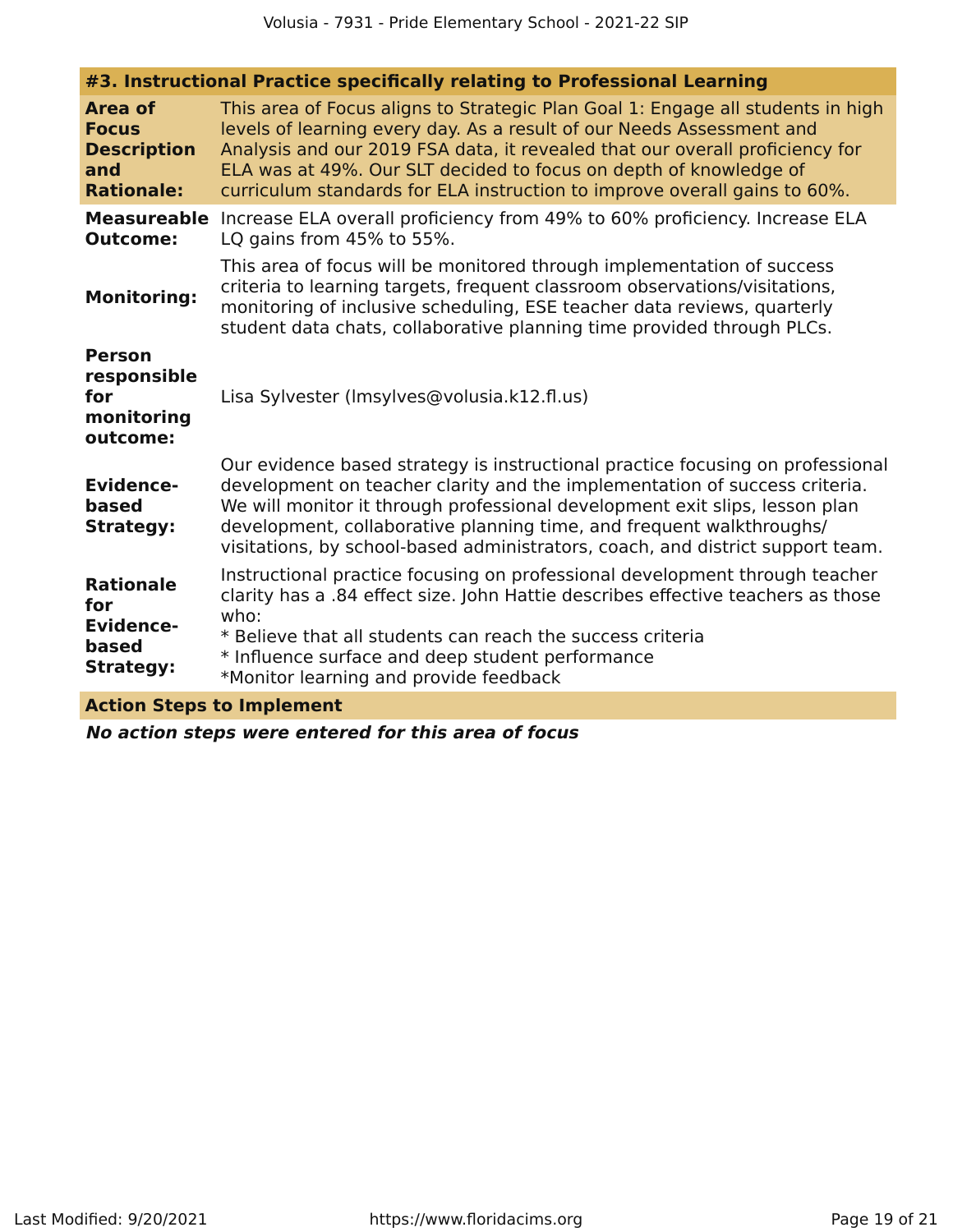### #3. Instructional Practice specifically relating to Professional Learning

**Area of Focus Description and Rationale:**

This area of Focus aligns to Strategic Plan Goal 1: Engage all students in high levels of learning every day. As a result of our Needs Assessment and Analysis and our 2019 FSA data, it revealed that our overall proficiency for ELA was at 49%. Our SLT decided to focus on depth of knowledge of curriculum standards for ELA instruction to improve overall gains to 60%.

**Measureable Outcome:**

Increase ELA overall proficiency from 49% to 60% proficiency. Increase ELA LQ gains from 45% to 55%.

**Monitoring:**

This area of focus will be monitored through implementation of success criteria to learning targets, frequent classroom observations/visitations, monitoring of inclusive scheduling, ESE teacher data reviews, quarterly student data chats, collaborative planning time provided through PLCs.

**Person responsible for monitoring outcome:**

Lisa Sylvester (lmsylves@volusia.k12.fl.us)

**Evidence-based Strategy:**

Our evidence based strategy is instructional practice focusing on professional development on teacher clarity and the implementation of success criteria. We will monitor it through professional development exit slips, lesson plan development, collaborative planning time, and frequent walkthroughs/ visitations, by school-based administrators, coach, and district support team.

**Rationale for Evidence-based Strategy:**

Instructional practice focusing on professional development through teacher clarity has a .84 effect size. John Hattie describes effective teachers as those who:
* Believe that all students can reach the success criteria
* Influence surface and deep student performance
*Monitor learning and provide feedback

**Action Steps to Implement**

***No action steps were entered for this area of focus***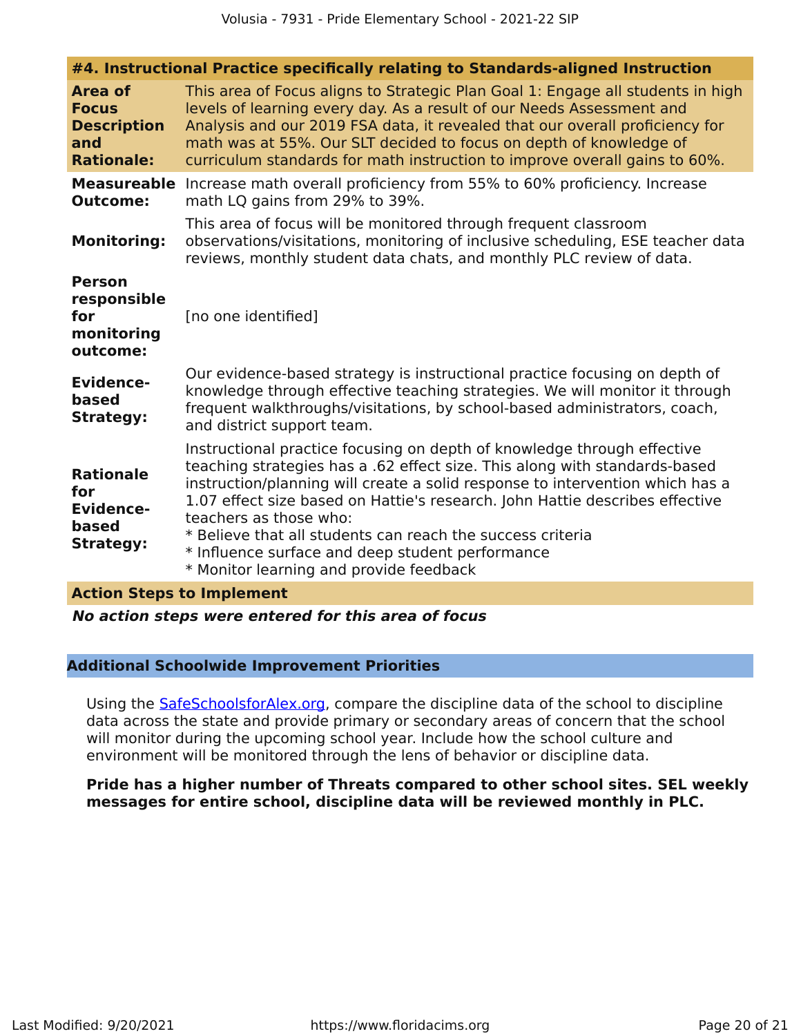### #4. Instructional Practice specifically relating to Standards-aligned Instruction

| | |
|---|---|
| **Area of Focus Description and Rationale:** | This area of Focus aligns to Strategic Plan Goal 1: Engage all students in high levels of learning every day. As a result of our Needs Assessment and Analysis and our 2019 FSA data, it revealed that our overall proficiency for math was at 55%. Our SLT decided to focus on depth of knowledge of curriculum standards for math instruction to improve overall gains to 60%. |
| **Measureable Outcome:** | Increase math overall proficiency from 55% to 60% proficiency. Increase math LQ gains from 29% to 39%. |
| **Monitoring:** | This area of focus will be monitored through frequent classroom observations/visitations, monitoring of inclusive scheduling, ESE teacher data reviews, monthly student data chats, and monthly PLC review of data. |
| **Person responsible for monitoring outcome:** | [no one identified] |
| **Evidence-based Strategy:** | Our evidence-based strategy is instructional practice focusing on depth of knowledge through effective teaching strategies. We will monitor it through frequent walkthroughs/visitations, by school-based administrators, coach, and district support team. |
| **Rationale for Evidence-based Strategy:** | Instructional practice focusing on depth of knowledge through effective teaching strategies has a .62 effect size. This along with standards-based instruction/planning will create a solid response to intervention which has a 1.07 effect size based on Hattie's research. John Hattie describes effective teachers as those who:<br>* Believe that all students can reach the success criteria<br>* Influence surface and deep student performance<br>* Monitor learning and provide feedback |

**Action Steps to Implement**

***No action steps were entered for this area of focus***

## Additional Schoolwide Improvement Priorities

Using the SafeSchoolsforAlex.org, compare the discipline data of the school to discipline data across the state and provide primary or secondary areas of concern that the school will monitor during the upcoming school year. Include how the school culture and environment will be monitored through the lens of behavior or discipline data.

**Pride has a higher number of Threats compared to other school sites. SEL weekly messages for entire school, discipline data will be reviewed monthly in PLC.**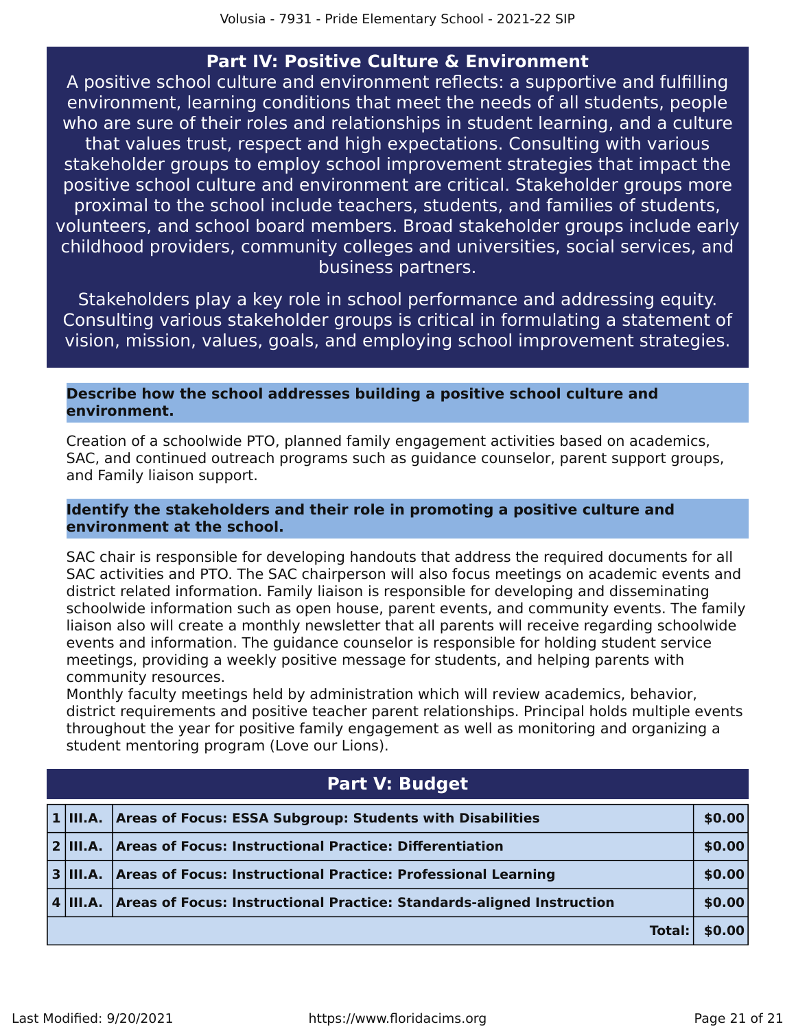## Part IV: Positive Culture & Environment

A positive school culture and environment reflects: a supportive and fulfilling environment, learning conditions that meet the needs of all students, people who are sure of their roles and relationships in student learning, and a culture that values trust, respect and high expectations. Consulting with various stakeholder groups to employ school improvement strategies that impact the positive school culture and environment are critical. Stakeholder groups more proximal to the school include teachers, students, and families of students, volunteers, and school board members. Broad stakeholder groups include early childhood providers, community colleges and universities, social services, and business partners.

Stakeholders play a key role in school performance and addressing equity. Consulting various stakeholder groups is critical in formulating a statement of vision, mission, values, goals, and employing school improvement strategies.

**Describe how the school addresses building a positive school culture and environment.**

Creation of a schoolwide PTO, planned family engagement activities based on academics, SAC, and continued outreach programs such as guidance counselor, parent support groups, and Family liaison support.

**Identify the stakeholders and their role in promoting a positive culture and environment at the school.**

SAC chair is responsible for developing handouts that address the required documents for all SAC activities and PTO. The SAC chairperson will also focus meetings on academic events and district related information. Family liaison is responsible for developing and disseminating schoolwide information such as open house, parent events, and community events. The family liaison also will create a monthly newsletter that all parents will receive regarding schoolwide events and information. The guidance counselor is responsible for holding student service meetings, providing a weekly positive message for students, and helping parents with community resources.
Monthly faculty meetings held by administration which will review academics, behavior, district requirements and positive teacher parent relationships. Principal holds multiple events throughout the year for positive family engagement as well as monitoring and organizing a student mentoring program (Love our Lions).

## Part V: Budget

| | | | |
|---|---|---|---|
| 1 | III.A. | Areas of Focus: ESSA Subgroup: Students with Disabilities | $0.00 |
| 2 | III.A. | Areas of Focus: Instructional Practice: Differentiation | $0.00 |
| 3 | III.A. | Areas of Focus: Instructional Practice: Professional Learning | $0.00 |
| 4 | III.A. | Areas of Focus: Instructional Practice: Standards-aligned Instruction | $0.00 |
| | | **Total:** | **$0.00** |